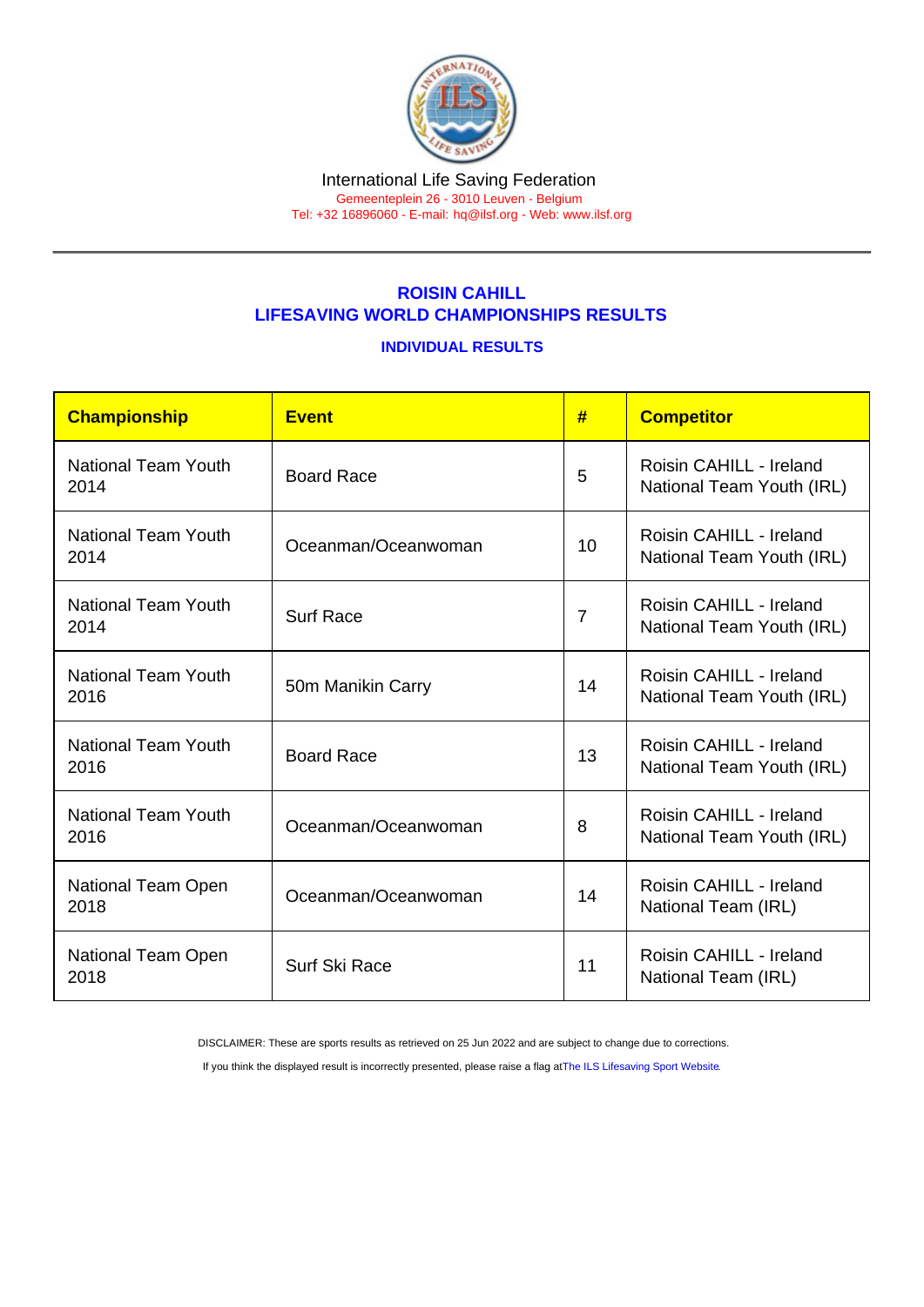International Life Saving Federation

Gemeenteplein 26 - 3010 Leuven - Belgium

Tel: +32 16896060 - E-mail: hq@ilsf.org - Web: www.ilsf.org

## ROISIN CAHILL
## LIFESAVING WORLD CHAMPIONSHIPS RESULTS

### INDIVIDUAL RESULTS

| Championship | Event | # | Competitor |
|---|---|---|---|
| National Team Youth 2014 | Board Race | 5 | Roisin CAHILL - Ireland National Team Youth (IRL) |
| National Team Youth 2014 | Oceanman/Oceanwoman | 10 | Roisin CAHILL - Ireland National Team Youth (IRL) |
| National Team Youth 2014 | Surf Race | 7 | Roisin CAHILL - Ireland National Team Youth (IRL) |
| National Team Youth 2016 | 50m Manikin Carry | 14 | Roisin CAHILL - Ireland National Team Youth (IRL) |
| National Team Youth 2016 | Board Race | 13 | Roisin CAHILL - Ireland National Team Youth (IRL) |
| National Team Youth 2016 | Oceanman/Oceanwoman | 8 | Roisin CAHILL - Ireland National Team Youth (IRL) |
| National Team Open 2018 | Oceanman/Oceanwoman | 14 | Roisin CAHILL - Ireland National Team (IRL) |
| National Team Open 2018 | Surf Ski Race | 11 | Roisin CAHILL - Ireland National Team (IRL) |

DISCLAIMER: These are sports results as retrieved on 25 Jun 2022 and are subject to change due to corrections.

If you think the displayed result is incorrectly presented, please raise a flag at The ILS Lifesaving Sport Website.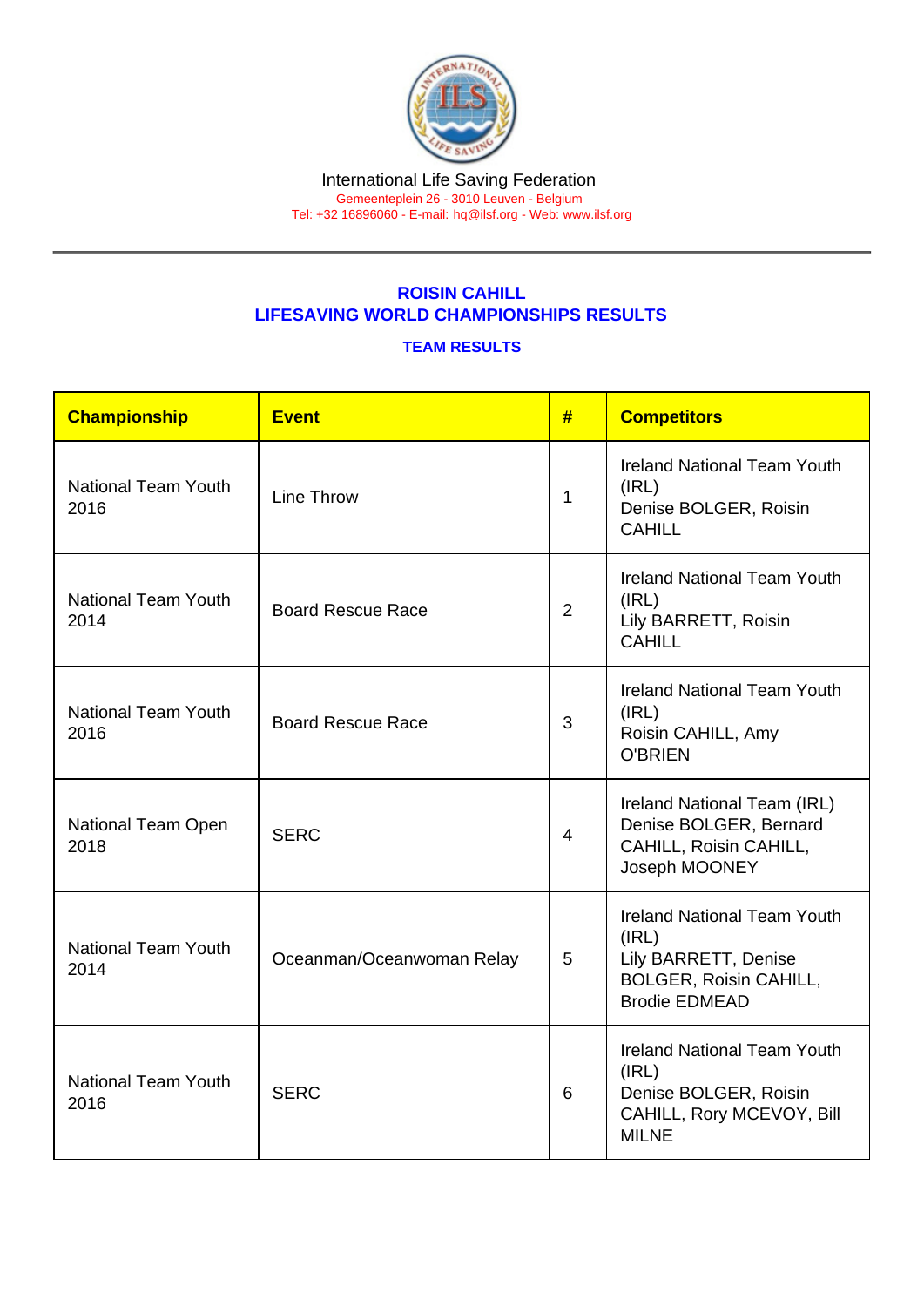International Life Saving Federation
Gemeenteplein 26 - 3010 Leuven - Belgium
Tel: +32 16896060 - E-mail: hq@ilsf.org - Web: www.ilsf.org

## ROISIN CAHILL
## LIFESAVING WORLD CHAMPIONSHIPS RESULTS

### TEAM RESULTS

| Championship | Event | # | Competitors |
|---|---|---|---|
| National Team Youth 2016 | Line Throw | 1 | Ireland National Team Youth (IRL) Denise BOLGER, Roisin CAHILL |
| National Team Youth 2014 | Board Rescue Race | 2 | Ireland National Team Youth (IRL) Lily BARRETT, Roisin CAHILL |
| National Team Youth 2016 | Board Rescue Race | 3 | Ireland National Team Youth (IRL) Roisin CAHILL, Amy O'BRIEN |
| National Team Open 2018 | SERC | 4 | Ireland National Team (IRL) Denise BOLGER, Bernard CAHILL, Roisin CAHILL, Joseph MOONEY |
| National Team Youth 2014 | Oceanman/Oceanwoman Relay | 5 | Ireland National Team Youth (IRL) Lily BARRETT, Denise BOLGER, Roisin CAHILL, Brodie EDMEAD |
| National Team Youth 2016 | SERC | 6 | Ireland National Team Youth (IRL) Denise BOLGER, Roisin CAHILL, Rory MCEVOY, Bill MILNE |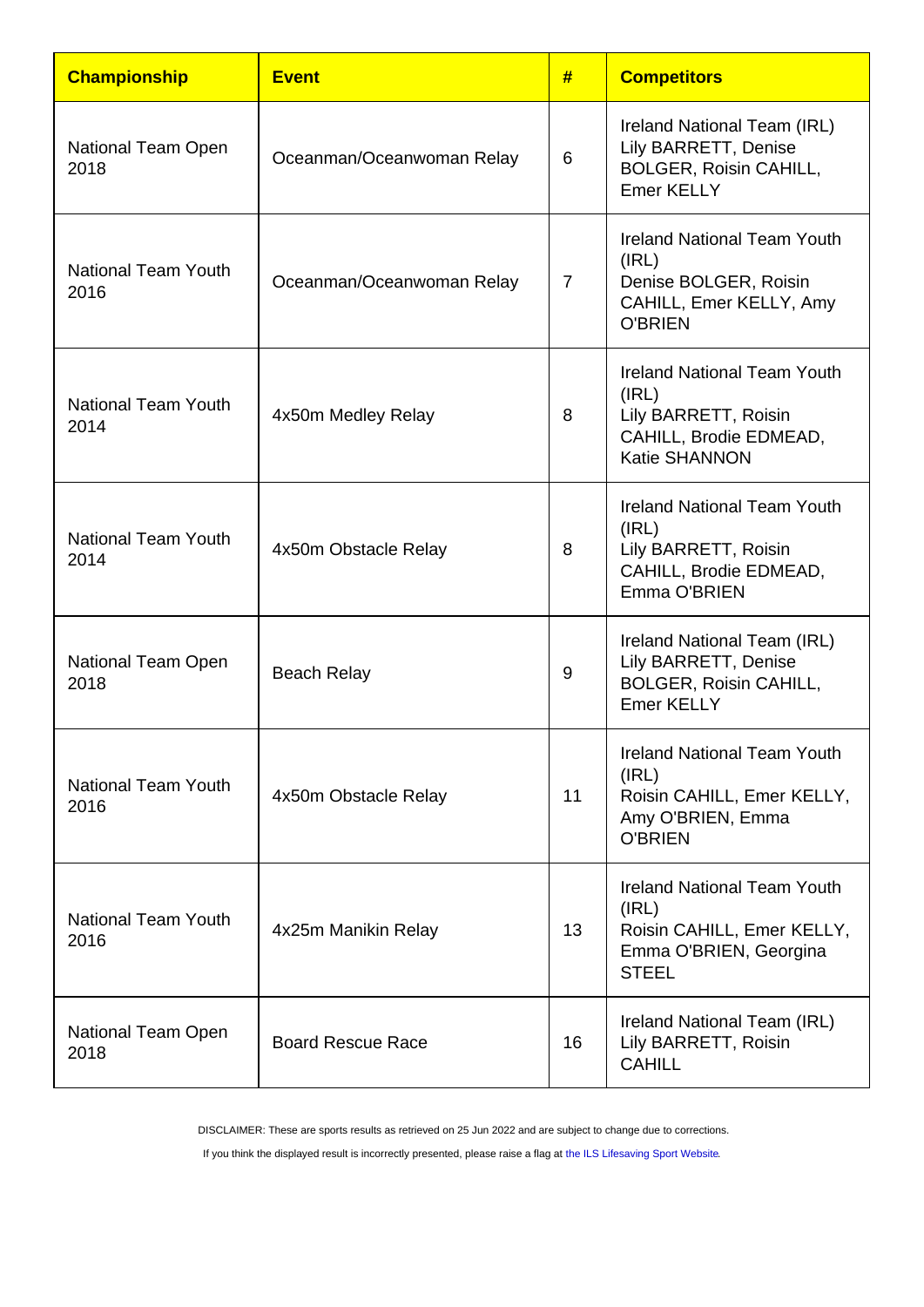| Championship | Event | # | Competitors |
|---|---|---|---|
| National Team Open 2018 | Oceanman/Oceanwoman Relay | 6 | Ireland National Team (IRL) Lily BARRETT, Denise BOLGER, Roisin CAHILL, Emer KELLY |
| National Team Youth 2016 | Oceanman/Oceanwoman Relay | 7 | Ireland National Team Youth (IRL) Denise BOLGER, Roisin CAHILL, Emer KELLY, Amy O'BRIEN |
| National Team Youth 2014 | 4x50m Medley Relay | 8 | Ireland National Team Youth (IRL) Lily BARRETT, Roisin CAHILL, Brodie EDMEAD, Katie SHANNON |
| National Team Youth 2014 | 4x50m Obstacle Relay | 8 | Ireland National Team Youth (IRL) Lily BARRETT, Roisin CAHILL, Brodie EDMEAD, Emma O'BRIEN |
| National Team Open 2018 | Beach Relay | 9 | Ireland National Team (IRL) Lily BARRETT, Denise BOLGER, Roisin CAHILL, Emer KELLY |
| National Team Youth 2016 | 4x50m Obstacle Relay | 11 | Ireland National Team Youth (IRL) Roisin CAHILL, Emer KELLY, Amy O'BRIEN, Emma O'BRIEN |
| National Team Youth 2016 | 4x25m Manikin Relay | 13 | Ireland National Team Youth (IRL) Roisin CAHILL, Emer KELLY, Emma O'BRIEN, Georgina STEEL |
| National Team Open 2018 | Board Rescue Race | 16 | Ireland National Team (IRL) Lily BARRETT, Roisin CAHILL |

DISCLAIMER: These are sports results as retrieved on 25 Jun 2022 and are subject to change due to corrections.

If you think the displayed result is incorrectly presented, please raise a flag at the ILS Lifesaving Sport Website.